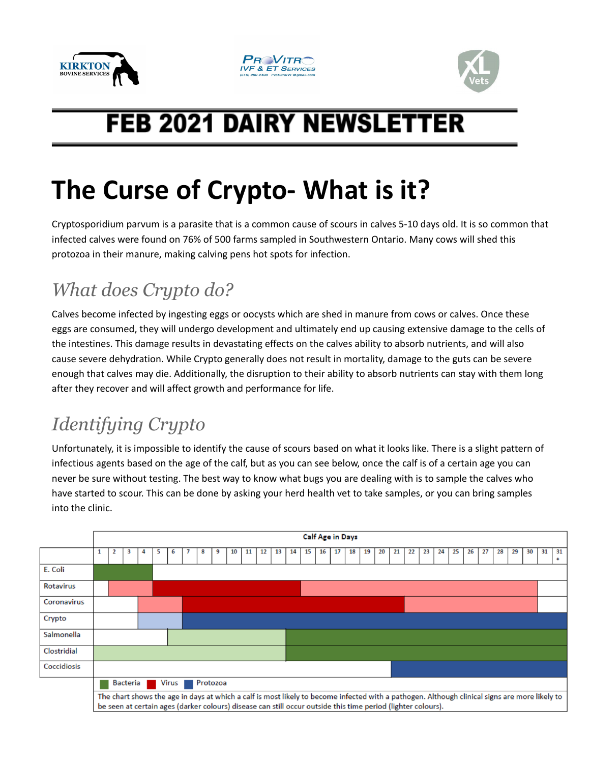# FEB 2021 DAIRY NEWSLETTER

# The Curse of Crypto- What is it?

Cryptosporidium parvum is a parasite that is a common cause of scours in calves 5-10 days old. It is so common that infected calves were found on 76% of 500 farms sampled in Southwestern Ontario. Many cows will shed this protozoa in their manure, making calving pens hot spots for infection.

## *What does Crypto do?*

Calves become infected by ingesting eggs or oocysts which are shed in manure from cows or calves. Once these eggs are consumed, they will undergo development and ultimately end up causing extensive damage to the cells of the intestines. This damage results in devastating effects on the calves ability to absorb nutrients, and will also cause severe dehydration. While Crypto generally does not result in mortality, damage to the guts can be severe enough that calves may die. Additionally, the disruption to their ability to absorb nutrients can stay with them long after they recover and will affect growth and performance for life.

## *Identifying Crypto*

Unfortunately, it is impossible to identify the cause of scours based on what it looks like. There is a slight pattern of infectious agents based on the age of the calf, but as you can see below, once the calf is of a certain age you can never be sure without testing. The best way to know what bugs you are dealing with is to sample the calves who have started to scour. This can be done by asking your herd health vet to take samples, or you can bring samples into the clinic.

| | Calf Age in Days | | | | | | | | | | | | | | | | | | | | | | | | | | | | | | |
|---|---|---|---|---|---|---|---|---|---|---|---|---|---|---|---|---|---|---|---|---|---|---|---|---|---|---|---|---|---|---|---|
| | 1 | 2 | 3 | 4 | 5 | 6 | 7 | 8 | 9 | 10 | 11 | 12 | 13 | 14 | 15 | 16 | 17 | 18 | 19 | 20 | 21 | 22 | 23 | 24 | 25 | 26 | 27 | 28 | 29 | 30 | 31 | 31 + |
| E. Coli | | | | | | | | | | | | | | | | | | | | | | | | | | | | | | | | |
| Rotavirus | | | | | | | | | | | | | | | | | | | | | | | | | | | | | | | | |
| Coronavirus | | | | | | | | | | | | | | | | | | | | | | | | | | | | | | | | |
| Crypto | | | | | | | | | | | | | | | | | | | | | | | | | | | | | | | | |
| Salmonella | | | | | | | | | | | | | | | | | | | | | | | | | | | | | | | | |
| Clostridial | | | | | | | | | | | | | | | | | | | | | | | | | | | | | | | | |
| Coccidiosis | | | | | | | | | | | | | | | | | | | | | | | | | | | | | | | | |

Bacteria Virus Protozoa

The chart shows the age in days at which a calf is most likely to become infected with a pathogen. Although clinical signs are more likely to be seen at certain ages (darker colours) disease can still occur outside this time period (lighter colours).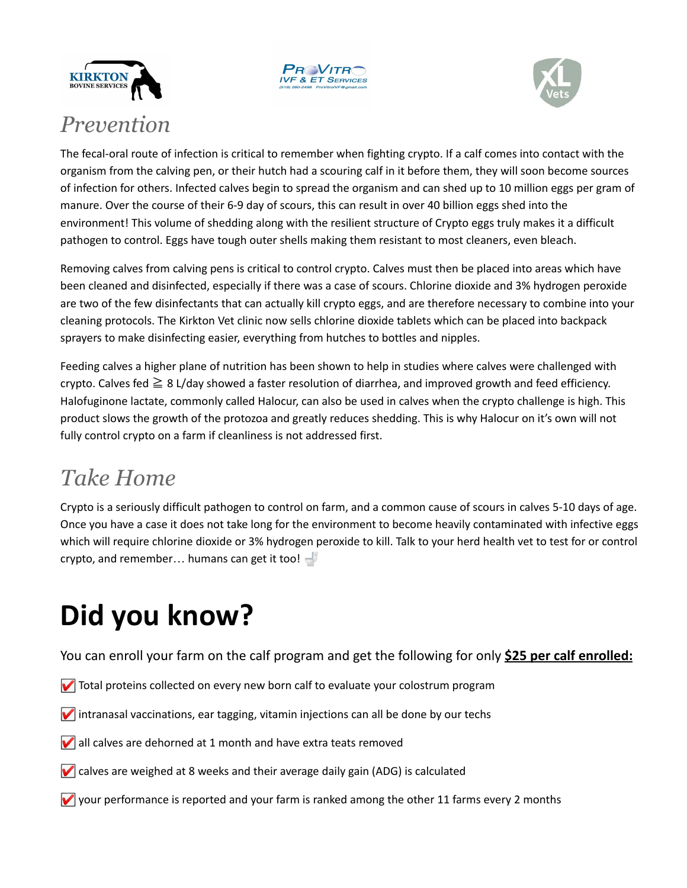## Prevention

The fecal-oral route of infection is critical to remember when fighting crypto. If a calf comes into contact with the organism from the calving pen, or their hutch had a scouring calf in it before them, they will soon become sources of infection for others. Infected calves begin to spread the organism and can shed up to 10 million eggs per gram of manure. Over the course of their 6-9 day of scours, this can result in over 40 billion eggs shed into the environment! This volume of shedding along with the resilient structure of Crypto eggs truly makes it a difficult pathogen to control. Eggs have tough outer shells making them resistant to most cleaners, even bleach.

Removing calves from calving pens is critical to control crypto. Calves must then be placed into areas which have been cleaned and disinfected, especially if there was a case of scours. Chlorine dioxide and 3% hydrogen peroxide are two of the few disinfectants that can actually kill crypto eggs, and are therefore necessary to combine into your cleaning protocols. The Kirkton Vet clinic now sells chlorine dioxide tablets which can be placed into backpack sprayers to make disinfecting easier, everything from hutches to bottles and nipples.

Feeding calves a higher plane of nutrition has been shown to help in studies where calves were challenged with crypto. Calves fed $\geqq$ 8 L/day showed a faster resolution of diarrhea, and improved growth and feed efficiency. Halofuginone lactate, commonly called Halocur, can also be used in calves when the crypto challenge is high. This product slows the growth of the protozoa and greatly reduces shedding. This is why Halocur on it's own will not fully control crypto on a farm if cleanliness is not addressed first.

## Take Home

Crypto is a seriously difficult pathogen to control on farm, and a common cause of scours in calves 5-10 days of age. Once you have a case it does not take long for the environment to become heavily contaminated with infective eggs which will require chlorine dioxide or 3% hydrogen peroxide to kill. Talk to your herd health vet to test for or control crypto, and remember… humans can get it too! 🚽

# Did you know?

You can enroll your farm on the calf program and get the following for only **$25 per calf enrolled:**

- ✅ Total proteins collected on every new born calf to evaluate your colostrum program
- ✅ intranasal vaccinations, ear tagging, vitamin injections can all be done by our techs
- ✅ all calves are dehorned at 1 month and have extra teats removed
- ✅ calves are weighed at 8 weeks and their average daily gain (ADG) is calculated
- ✅ your performance is reported and your farm is ranked among the other 11 farms every 2 months